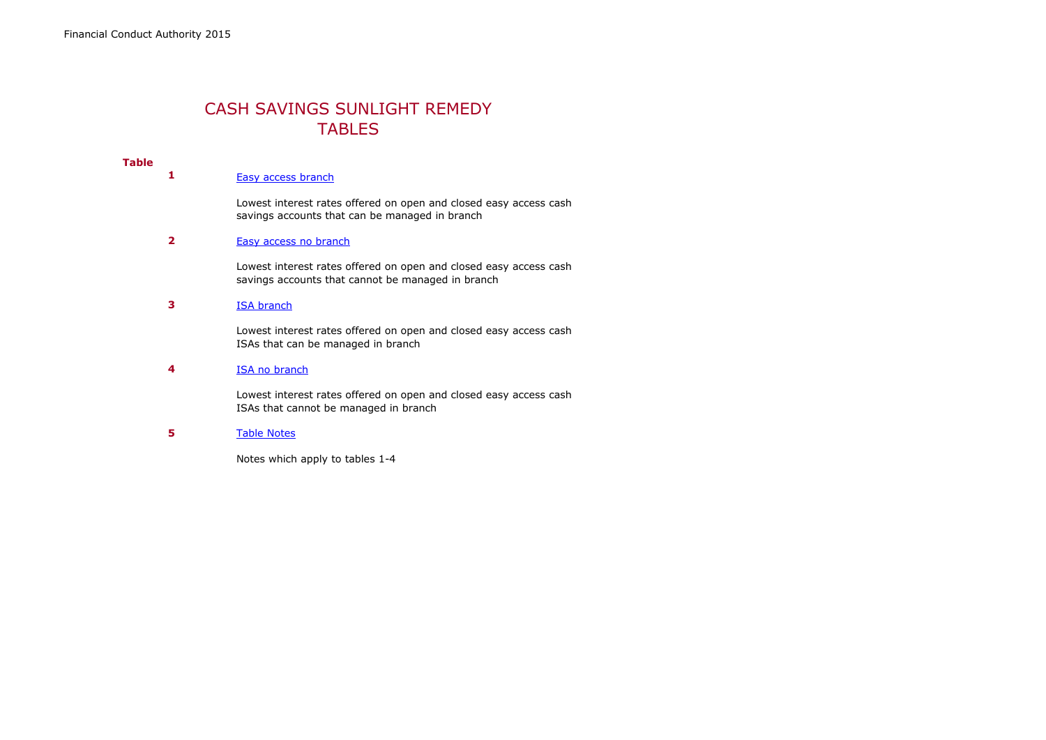Financial Conduct Authority 2015

# CASH SAVINGS SUNLIGHT REMEDY TABLES

| Table | | |
|---|---|---|
| 1 | Easy access branch | Lowest interest rates offered on open and closed easy access cash savings accounts that can be managed in branch |
| 2 | Easy access no branch | Lowest interest rates offered on open and closed easy access cash savings accounts that cannot be managed in branch |
| 3 | ISA branch | Lowest interest rates offered on open and closed easy access cash ISAs that can be managed in branch |
| 4 | ISA no branch | Lowest interest rates offered on open and closed easy access cash ISAs that cannot be managed in branch |
| 5 | Table Notes | Notes which apply to tables 1-4 |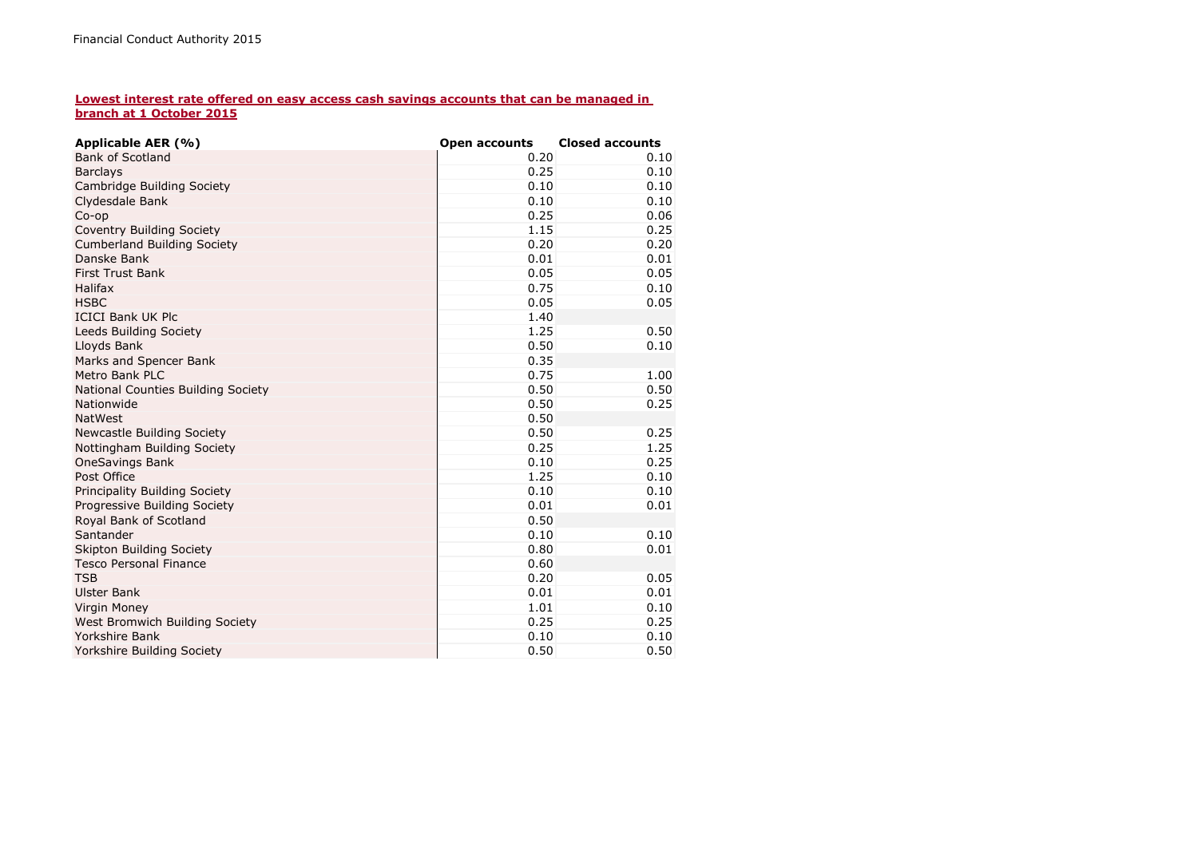Financial Conduct Authority 2015

## Lowest interest rate offered on easy access cash savings accounts that can be managed in branch at 1 October 2015

| Applicable AER (%) | Open accounts | Closed accounts |
|---|---|---|
| Bank of Scotland | 0.20 | 0.10 |
| Barclays | 0.25 | 0.10 |
| Cambridge Building Society | 0.10 | 0.10 |
| Clydesdale Bank | 0.10 | 0.10 |
| Co-op | 0.25 | 0.06 |
| Coventry Building Society | 1.15 | 0.25 |
| Cumberland Building Society | 0.20 | 0.20 |
| Danske Bank | 0.01 | 0.01 |
| First Trust Bank | 0.05 | 0.05 |
| Halifax | 0.75 | 0.10 |
| HSBC | 0.05 | 0.05 |
| ICICI Bank UK Plc | 1.40 | |
| Leeds Building Society | 1.25 | 0.50 |
| Lloyds Bank | 0.50 | 0.10 |
| Marks and Spencer Bank | 0.35 | |
| Metro Bank PLC | 0.75 | 1.00 |
| National Counties Building Society | 0.50 | 0.50 |
| Nationwide | 0.50 | 0.25 |
| NatWest | 0.50 | |
| Newcastle Building Society | 0.50 | 0.25 |
| Nottingham Building Society | 0.25 | 1.25 |
| OneSavings Bank | 0.10 | 0.25 |
| Post Office | 1.25 | 0.10 |
| Principality Building Society | 0.10 | 0.10 |
| Progressive Building Society | 0.01 | 0.01 |
| Royal Bank of Scotland | 0.50 | |
| Santander | 0.10 | 0.10 |
| Skipton Building Society | 0.80 | 0.01 |
| Tesco Personal Finance | 0.60 | |
| TSB | 0.20 | 0.05 |
| Ulster Bank | 0.01 | 0.01 |
| Virgin Money | 1.01 | 0.10 |
| West Bromwich Building Society | 0.25 | 0.25 |
| Yorkshire Bank | 0.10 | 0.10 |
| Yorkshire Building Society | 0.50 | 0.50 |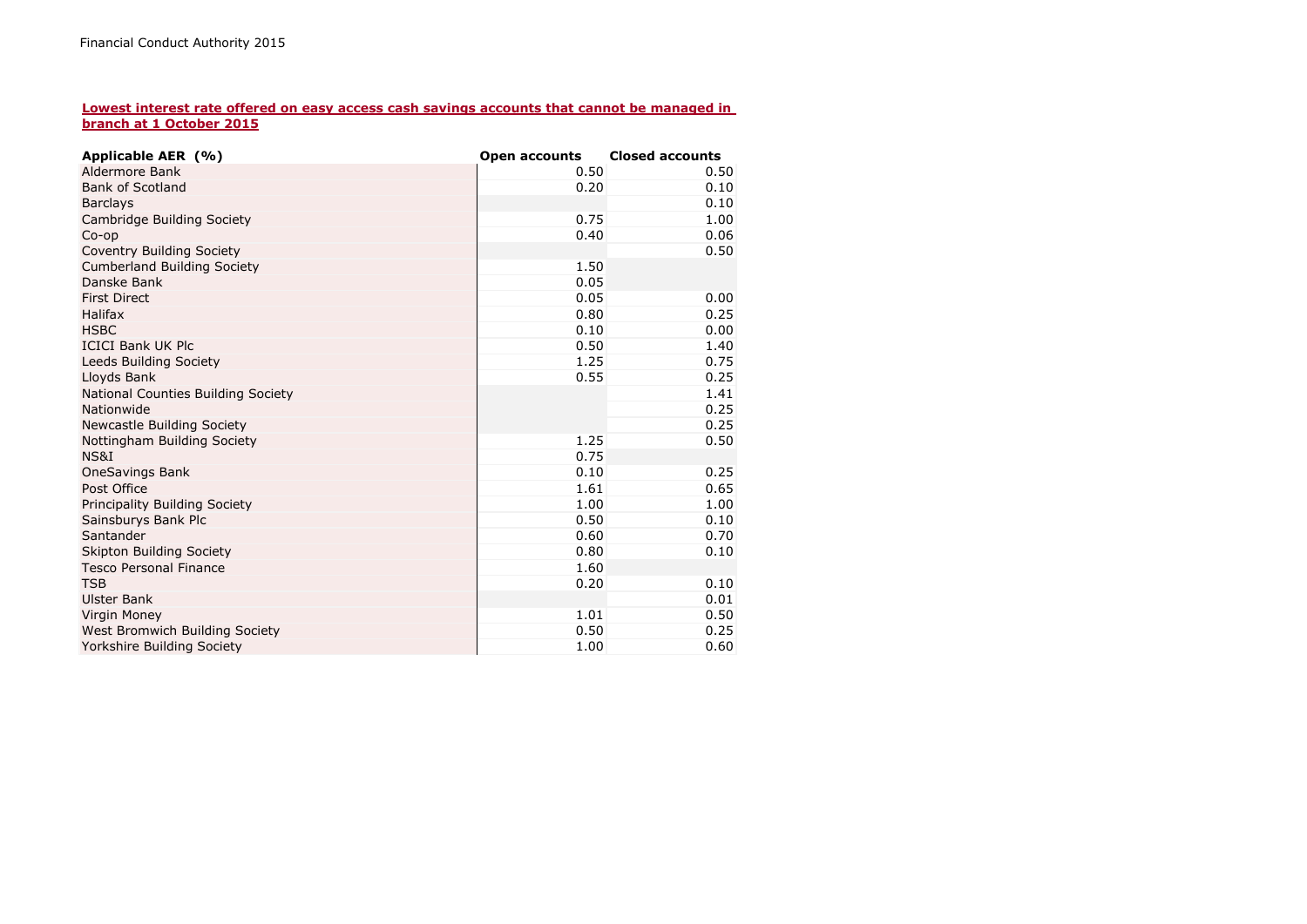Financial Conduct Authority 2015

**Lowest interest rate offered on easy access cash savings accounts that cannot be managed in branch at 1 October 2015**

| Applicable AER (%) | Open accounts | Closed accounts |
|---|---|---|
| Aldermore Bank | 0.50 | 0.50 |
| Bank of Scotland | 0.20 | 0.10 |
| Barclays | | 0.10 |
| Cambridge Building Society | 0.75 | 1.00 |
| Co-op | 0.40 | 0.06 |
| Coventry Building Society | | 0.50 |
| Cumberland Building Society | 1.50 | |
| Danske Bank | 0.05 | |
| First Direct | 0.05 | 0.00 |
| Halifax | 0.80 | 0.25 |
| HSBC | 0.10 | 0.00 |
| ICICI Bank UK Plc | 0.50 | 1.40 |
| Leeds Building Society | 1.25 | 0.75 |
| Lloyds Bank | 0.55 | 0.25 |
| National Counties Building Society | | 1.41 |
| Nationwide | | 0.25 |
| Newcastle Building Society | | 0.25 |
| Nottingham Building Society | 1.25 | 0.50 |
| NS&I | 0.75 | |
| OneSavings Bank | 0.10 | 0.25 |
| Post Office | 1.61 | 0.65 |
| Principality Building Society | 1.00 | 1.00 |
| Sainsburys Bank Plc | 0.50 | 0.10 |
| Santander | 0.60 | 0.70 |
| Skipton Building Society | 0.80 | 0.10 |
| Tesco Personal Finance | 1.60 | |
| TSB | 0.20 | 0.10 |
| Ulster Bank | | 0.01 |
| Virgin Money | 1.01 | 0.50 |
| West Bromwich Building Society | 0.50 | 0.25 |
| Yorkshire Building Society | 1.00 | 0.60 |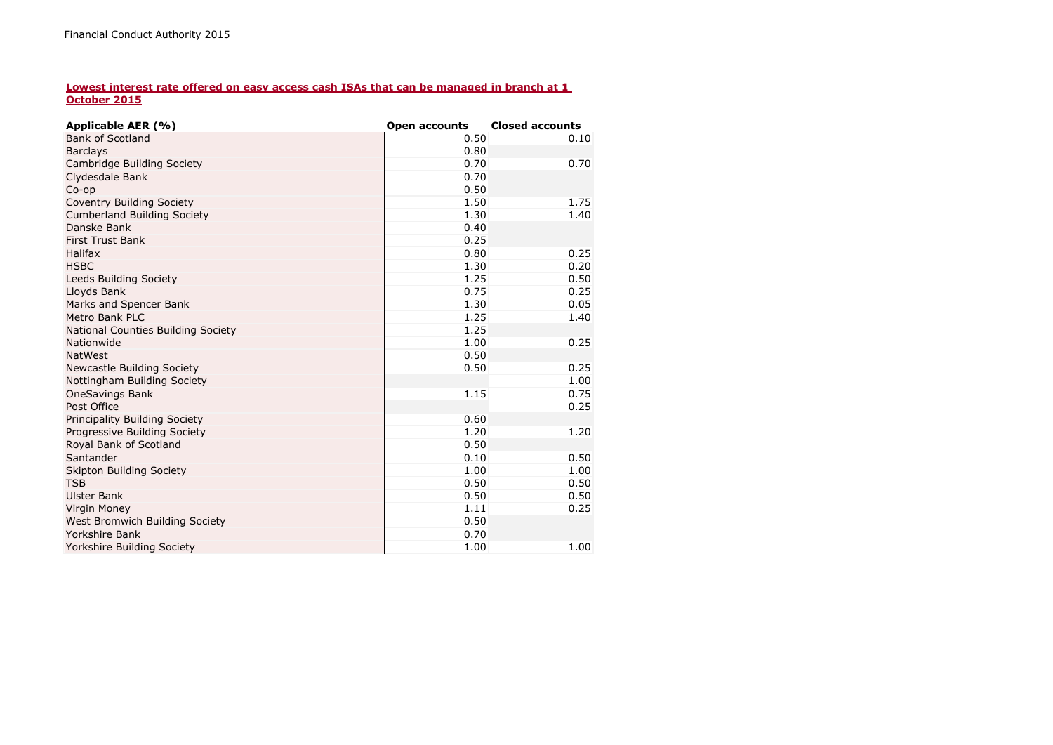Financial Conduct Authority 2015

**Lowest interest rate offered on easy access cash ISAs that can be managed in branch at 1 October 2015**

| Applicable AER (%) | Open accounts | Closed accounts |
|---|---|---|
| Bank of Scotland | 0.50 | 0.10 |
| Barclays | 0.80 | |
| Cambridge Building Society | 0.70 | 0.70 |
| Clydesdale Bank | 0.70 | |
| Co-op | 0.50 | |
| Coventry Building Society | 1.50 | 1.75 |
| Cumberland Building Society | 1.30 | 1.40 |
| Danske Bank | 0.40 | |
| First Trust Bank | 0.25 | |
| Halifax | 0.80 | 0.25 |
| HSBC | 1.30 | 0.20 |
| Leeds Building Society | 1.25 | 0.50 |
| Lloyds Bank | 0.75 | 0.25 |
| Marks and Spencer Bank | 1.30 | 0.05 |
| Metro Bank PLC | 1.25 | 1.40 |
| National Counties Building Society | 1.25 | |
| Nationwide | 1.00 | 0.25 |
| NatWest | 0.50 | |
| Newcastle Building Society | 0.50 | 0.25 |
| Nottingham Building Society | | 1.00 |
| OneSavings Bank | 1.15 | 0.75 |
| Post Office | | 0.25 |
| Principality Building Society | 0.60 | |
| Progressive Building Society | 1.20 | 1.20 |
| Royal Bank of Scotland | 0.50 | |
| Santander | 0.10 | 0.50 |
| Skipton Building Society | 1.00 | 1.00 |
| TSB | 0.50 | 0.50 |
| Ulster Bank | 0.50 | 0.50 |
| Virgin Money | 1.11 | 0.25 |
| West Bromwich Building Society | 0.50 | |
| Yorkshire Bank | 0.70 | |
| Yorkshire Building Society | 1.00 | 1.00 |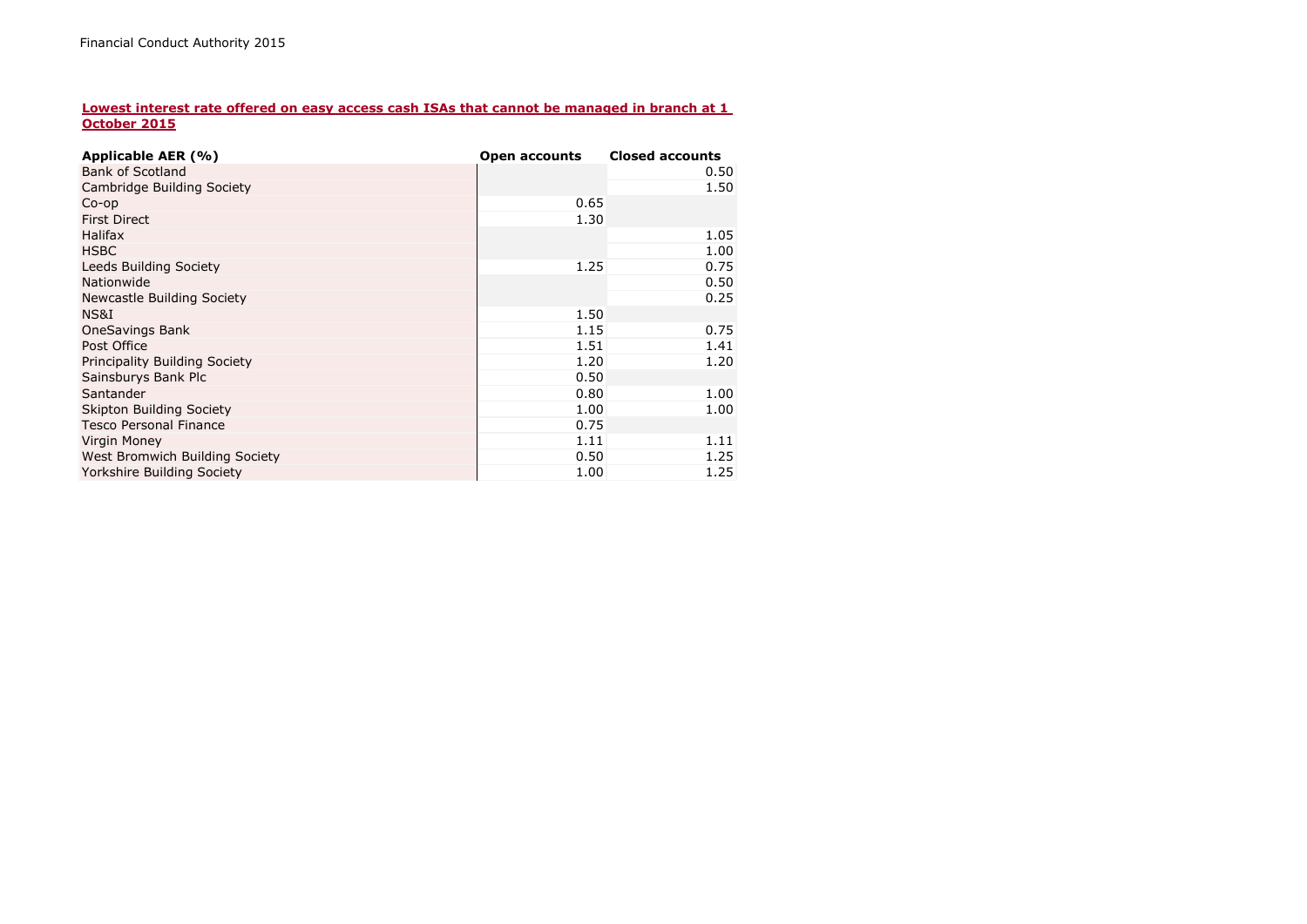Financial Conduct Authority 2015

## Lowest interest rate offered on easy access cash ISAs that cannot be managed in branch at 1 October 2015

| Applicable AER (%) | Open accounts | Closed accounts |
|---|---|---|
| Bank of Scotland | | 0.50 |
| Cambridge Building Society | | 1.50 |
| Co-op | 0.65 | |
| First Direct | 1.30 | |
| Halifax | | 1.05 |
| HSBC | | 1.00 |
| Leeds Building Society | 1.25 | 0.75 |
| Nationwide | | 0.50 |
| Newcastle Building Society | | 0.25 |
| NS&I | 1.50 | |
| OneSavings Bank | 1.15 | 0.75 |
| Post Office | 1.51 | 1.41 |
| Principality Building Society | 1.20 | 1.20 |
| Sainsburys Bank Plc | 0.50 | |
| Santander | 0.80 | 1.00 |
| Skipton Building Society | 1.00 | 1.00 |
| Tesco Personal Finance | 0.75 | |
| Virgin Money | 1.11 | 1.11 |
| West Bromwich Building Society | 0.50 | 1.25 |
| Yorkshire Building Society | 1.00 | 1.25 |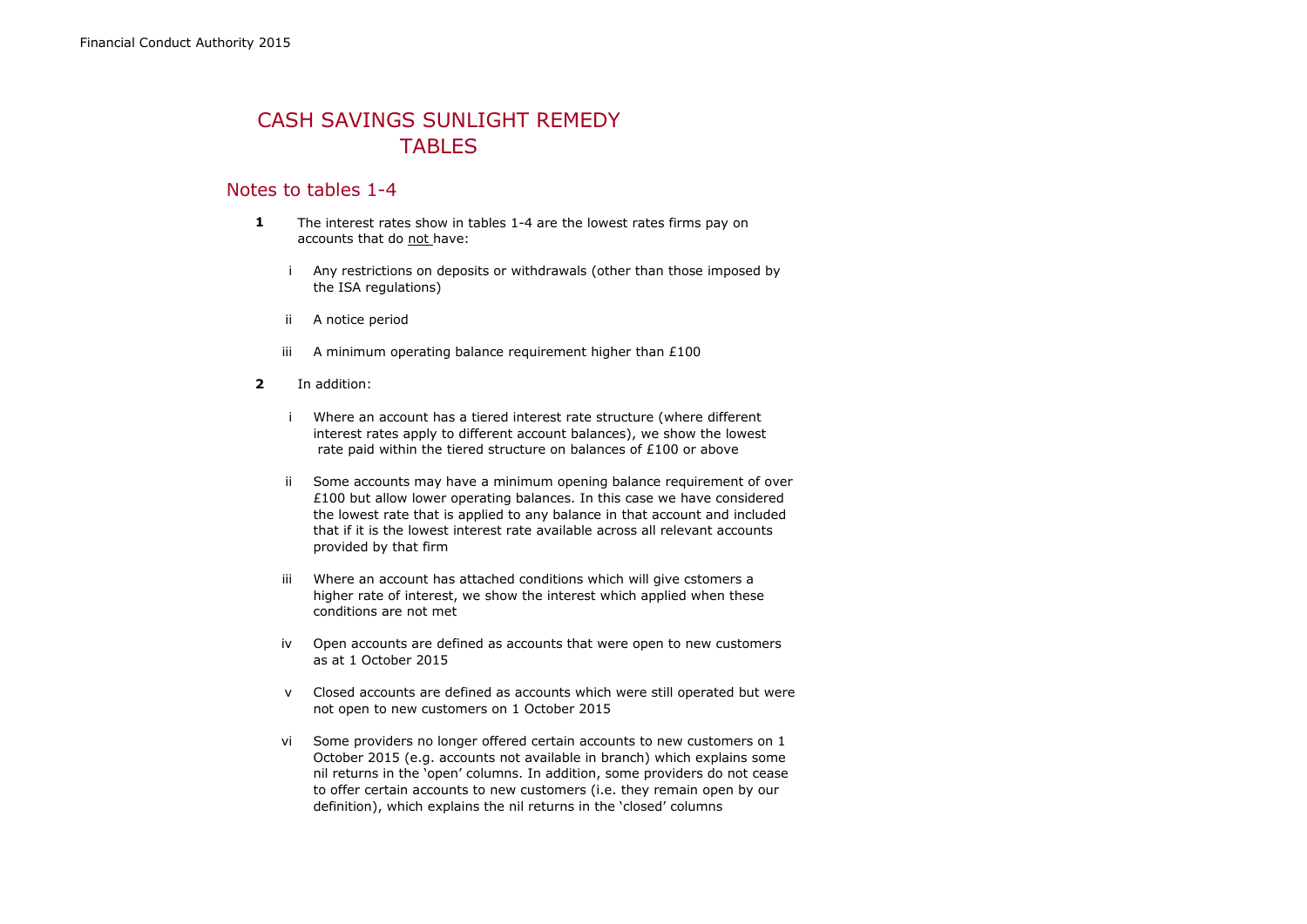# CASH SAVINGS SUNLIGHT REMEDY TABLES

## Notes to tables 1-4

**1** The interest rates show in tables 1-4 are the lowest rates firms pay on accounts that do not have:

i Any restrictions on deposits or withdrawals (other than those imposed by the ISA regulations)

ii A notice period

iii A minimum operating balance requirement higher than £100

**2** In addition:

i Where an account has a tiered interest rate structure (where different interest rates apply to different account balances), we show the lowest rate paid within the tiered structure on balances of £100 or above

ii Some accounts may have a minimum opening balance requirement of over £100 but allow lower operating balances. In this case we have considered the lowest rate that is applied to any balance in that account and included that if it is the lowest interest rate available across all relevant accounts provided by that firm

iii Where an account has attached conditions which will give cstomers a higher rate of interest, we show the interest which applied when these conditions are not met

iv Open accounts are defined as accounts that were open to new customers as at 1 October 2015

v Closed accounts are defined as accounts which were still operated but were not open to new customers on 1 October 2015

vi Some providers no longer offered certain accounts to new customers on 1 October 2015 (e.g. accounts not available in branch) which explains some nil returns in the 'open' columns. In addition, some providers do not cease to offer certain accounts to new customers (i.e. they remain open by our definition), which explains the nil returns in the 'closed' columns